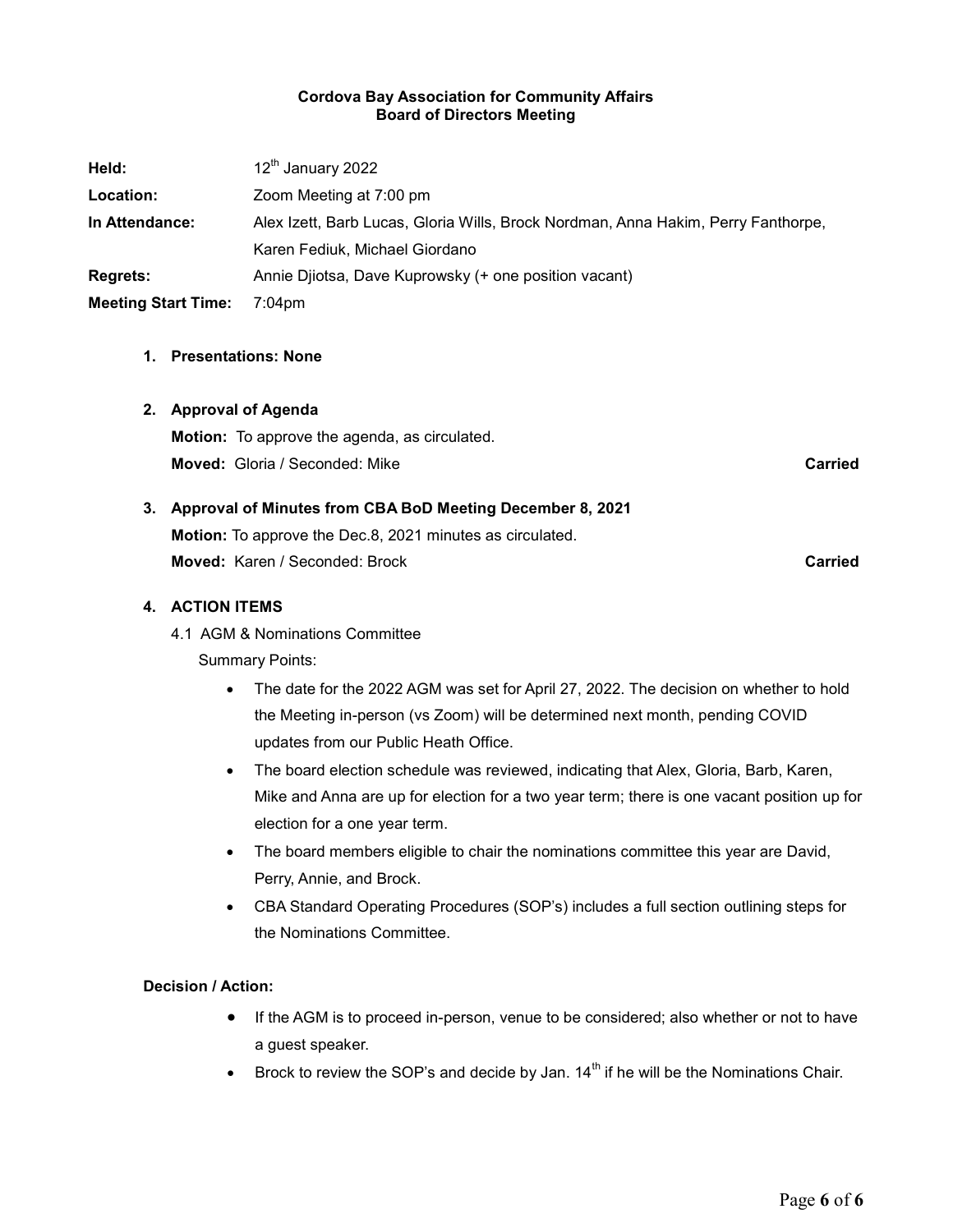**Cordova Bay Association for Community Affairs**
**Board of Directors Meeting**

**Held:** 12th January 2022

**Location:** Zoom Meeting at 7:00 pm

**In Attendance:** Alex Izett, Barb Lucas, Gloria Wills, Brock Nordman, Anna Hakim, Perry Fanthorpe, Karen Fediuk, Michael Giordano

**Regrets:** Annie Djiotsa, Dave Kuprowsky (+ one position vacant)

**Meeting Start Time:** 7:04pm

1. **Presentations: None**

2. **Approval of Agenda**

   **Motion:** To approve the agenda, as circulated.

   **Moved:** Gloria / Seconded: Mike **Carried**

3. **Approval of Minutes from CBA BoD Meeting December 8, 2021**

   **Motion:** To approve the Dec.8, 2021 minutes as circulated.

   **Moved:** Karen / Seconded: Brock **Carried**

4. **ACTION ITEMS**

   4.1 AGM & Nominations Committee

   Summary Points:

   - The date for the 2022 AGM was set for April 27, 2022. The decision on whether to hold the Meeting in-person (vs Zoom) will be determined next month, pending COVID updates from our Public Heath Office.
   - The board election schedule was reviewed, indicating that Alex, Gloria, Barb, Karen, Mike and Anna are up for election for a two year term; there is one vacant position up for election for a one year term.
   - The board members eligible to chair the nominations committee this year are David, Perry, Annie, and Brock.
   - CBA Standard Operating Procedures (SOP's) includes a full section outlining steps for the Nominations Committee.

**Decision / Action:**

- If the AGM is to proceed in-person, venue to be considered; also whether or not to have a guest speaker.
- Brock to review the SOP's and decide by Jan. 14th if he will be the Nominations Chair.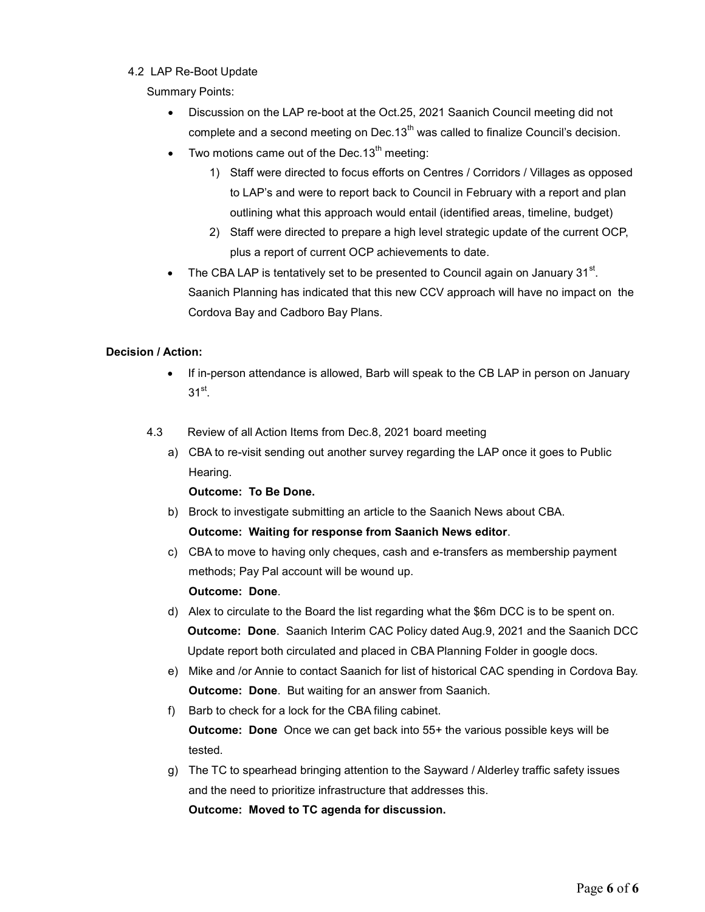4.2 LAP Re-Boot Update

Summary Points:

- Discussion on the LAP re-boot at the Oct.25, 2021 Saanich Council meeting did not complete and a second meeting on Dec.13th was called to finalize Council's decision.
- Two motions came out of the Dec.13th meeting:
  1) Staff were directed to focus efforts on Centres / Corridors / Villages as opposed to LAP's and were to report back to Council in February with a report and plan outlining what this approach would entail (identified areas, timeline, budget)
  2) Staff were directed to prepare a high level strategic update of the current OCP, plus a report of current OCP achievements to date.
- The CBA LAP is tentatively set to be presented to Council again on January 31st. Saanich Planning has indicated that this new CCV approach will have no impact on the Cordova Bay and Cadboro Bay Plans.

**Decision / Action:**

- If in-person attendance is allowed, Barb will speak to the CB LAP in person on January 31st.

4.3 Review of all Action Items from Dec.8, 2021 board meeting

a) CBA to re-visit sending out another survey regarding the LAP once it goes to Public Hearing.
   **Outcome: To Be Done.**
b) Brock to investigate submitting an article to the Saanich News about CBA.
   **Outcome: Waiting for response from Saanich News editor**.
c) CBA to move to having only cheques, cash and e-transfers as membership payment methods; Pay Pal account will be wound up.
   **Outcome: Done**.
d) Alex to circulate to the Board the list regarding what the $6m DCC is to be spent on.
   **Outcome: Done**. Saanich Interim CAC Policy dated Aug.9, 2021 and the Saanich DCC Update report both circulated and placed in CBA Planning Folder in google docs.
e) Mike and /or Annie to contact Saanich for list of historical CAC spending in Cordova Bay.
   **Outcome: Done**. But waiting for an answer from Saanich.
f) Barb to check for a lock for the CBA filing cabinet.
   **Outcome: Done** Once we can get back into 55+ the various possible keys will be tested.
g) The TC to spearhead bringing attention to the Sayward / Alderley traffic safety issues and the need to prioritize infrastructure that addresses this.
   **Outcome: Moved to TC agenda for discussion.**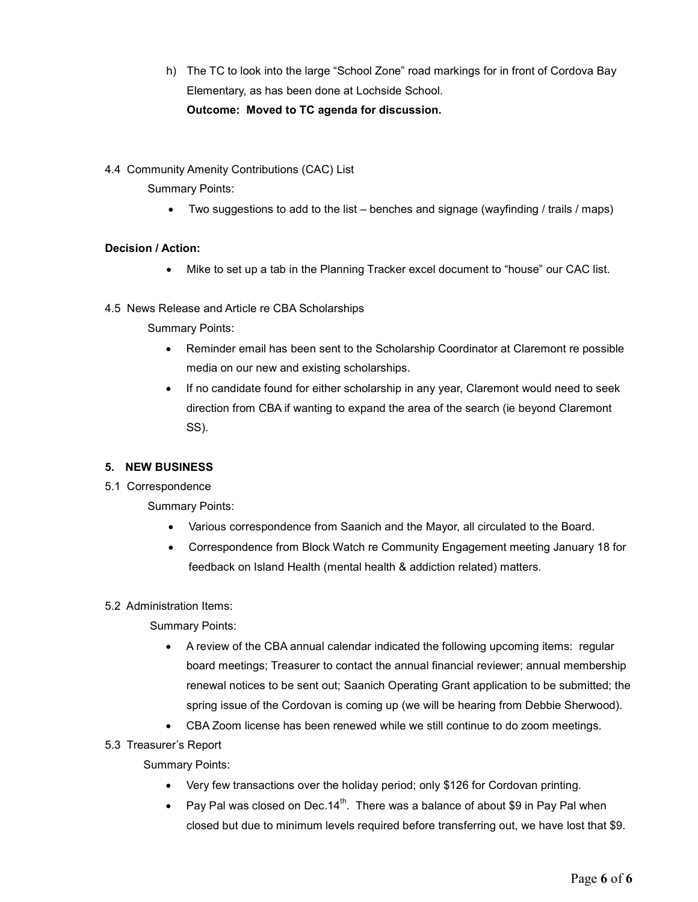h) The TC to look into the large “School Zone” road markings for in front of Cordova Bay Elementary, as has been done at Lochside School.
**Outcome: Moved to TC agenda for discussion.**

4.4 Community Amenity Contributions (CAC) List

Summary Points:

- Two suggestions to add to the list – benches and signage (wayfinding / trails / maps)

**Decision / Action:**

- Mike to set up a tab in the Planning Tracker excel document to “house” our CAC list.

4.5 News Release and Article re CBA Scholarships

Summary Points:

- Reminder email has been sent to the Scholarship Coordinator at Claremont re possible media on our new and existing scholarships.
- If no candidate found for either scholarship in any year, Claremont would need to seek direction from CBA if wanting to expand the area of the search (ie beyond Claremont SS).

**5. NEW BUSINESS**

5.1 Correspondence

Summary Points:

- Various correspondence from Saanich and the Mayor, all circulated to the Board.
- Correspondence from Block Watch re Community Engagement meeting January 18 for feedback on Island Health (mental health & addiction related) matters.

5.2 Administration Items:

Summary Points:

- A review of the CBA annual calendar indicated the following upcoming items: regular board meetings; Treasurer to contact the annual financial reviewer; annual membership renewal notices to be sent out; Saanich Operating Grant application to be submitted; the spring issue of the Cordovan is coming up (we will be hearing from Debbie Sherwood).
- CBA Zoom license has been renewed while we still continue to do zoom meetings.

5.3 Treasurer’s Report

Summary Points:

- Very few transactions over the holiday period; only $126 for Cordovan printing.
- Pay Pal was closed on Dec.14th. There was a balance of about $9 in Pay Pal when closed but due to minimum levels required before transferring out, we have lost that $9.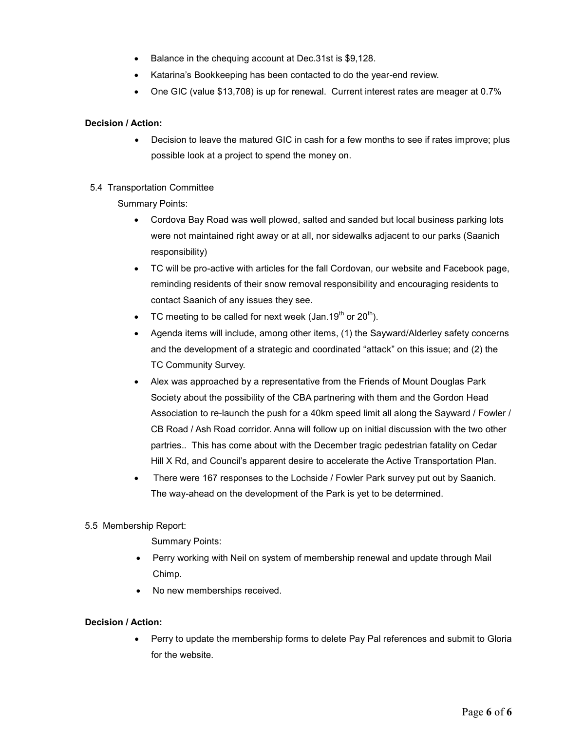- Balance in the chequing account at Dec.31st is $9,128.
- Katarina's Bookkeeping has been contacted to do the year-end review.
- One GIC (value $13,708) is up for renewal. Current interest rates are meager at 0.7%

**Decision / Action:**

- Decision to leave the matured GIC in cash for a few months to see if rates improve; plus possible look at a project to spend the money on.

5.4 Transportation Committee

Summary Points:

- Cordova Bay Road was well plowed, salted and sanded but local business parking lots were not maintained right away or at all, nor sidewalks adjacent to our parks (Saanich responsibility)
- TC will be pro-active with articles for the fall Cordovan, our website and Facebook page, reminding residents of their snow removal responsibility and encouraging residents to contact Saanich of any issues they see.
- TC meeting to be called for next week (Jan.19th or 20th).
- Agenda items will include, among other items, (1) the Sayward/Alderley safety concerns and the development of a strategic and coordinated "attack" on this issue; and (2) the TC Community Survey.
- Alex was approached by a representative from the Friends of Mount Douglas Park Society about the possibility of the CBA partnering with them and the Gordon Head Association to re-launch the push for a 40km speed limit all along the Sayward / Fowler / CB Road / Ash Road corridor. Anna will follow up on initial discussion with the two other partries.. This has come about with the December tragic pedestrian fatality on Cedar Hill X Rd, and Council's apparent desire to accelerate the Active Transportation Plan.
- There were 167 responses to the Lochside / Fowler Park survey put out by Saanich. The way-ahead on the development of the Park is yet to be determined.

5.5 Membership Report:

Summary Points:

- Perry working with Neil on system of membership renewal and update through Mail Chimp.
- No new memberships received.

**Decision / Action:**

- Perry to update the membership forms to delete Pay Pal references and submit to Gloria for the website.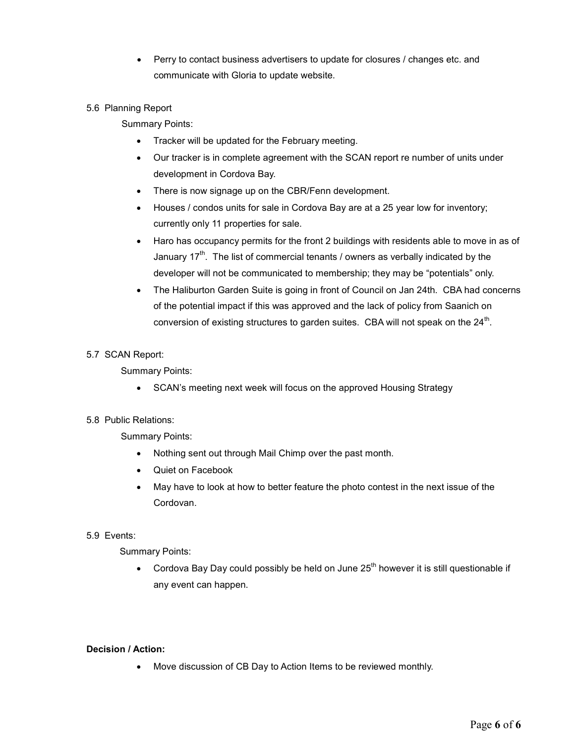- Perry to contact business advertisers to update for closures / changes etc. and communicate with Gloria to update website.

5.6 Planning Report

Summary Points:

- Tracker will be updated for the February meeting.
- Our tracker is in complete agreement with the SCAN report re number of units under development in Cordova Bay.
- There is now signage up on the CBR/Fenn development.
- Houses / condos units for sale in Cordova Bay are at a 25 year low for inventory; currently only 11 properties for sale.
- Haro has occupancy permits for the front 2 buildings with residents able to move in as of January 17th. The list of commercial tenants / owners as verbally indicated by the developer will not be communicated to membership; they may be "potentials" only.
- The Haliburton Garden Suite is going in front of Council on Jan 24th. CBA had concerns of the potential impact if this was approved and the lack of policy from Saanich on conversion of existing structures to garden suites. CBA will not speak on the 24th.

5.7 SCAN Report:

Summary Points:

- SCAN's meeting next week will focus on the approved Housing Strategy

5.8 Public Relations:

Summary Points:

- Nothing sent out through Mail Chimp over the past month.
- Quiet on Facebook
- May have to look at how to better feature the photo contest in the next issue of the Cordovan.

5.9 Events:

Summary Points:

- Cordova Bay Day could possibly be held on June 25th however it is still questionable if any event can happen.

**Decision / Action:**

- Move discussion of CB Day to Action Items to be reviewed monthly.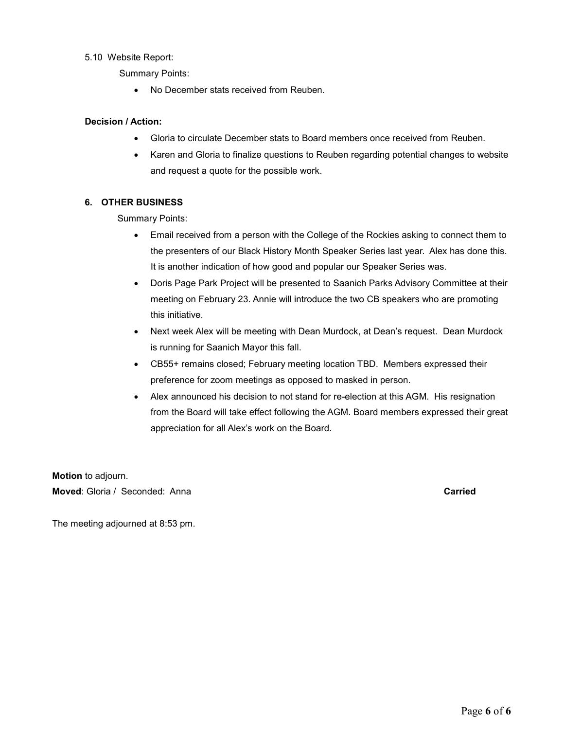5.10 Website Report:

Summary Points:

- No December stats received from Reuben.

**Decision / Action:**

- Gloria to circulate December stats to Board members once received from Reuben.
- Karen and Gloria to finalize questions to Reuben regarding potential changes to website and request a quote for the possible work.

**6. OTHER BUSINESS**

Summary Points:

- Email received from a person with the College of the Rockies asking to connect them to the presenters of our Black History Month Speaker Series last year. Alex has done this. It is another indication of how good and popular our Speaker Series was.
- Doris Page Park Project will be presented to Saanich Parks Advisory Committee at their meeting on February 23. Annie will introduce the two CB speakers who are promoting this initiative.
- Next week Alex will be meeting with Dean Murdock, at Dean's request. Dean Murdock is running for Saanich Mayor this fall.
- CB55+ remains closed; February meeting location TBD. Members expressed their preference for zoom meetings as opposed to masked in person.
- Alex announced his decision to not stand for re-election at this AGM. His resignation from the Board will take effect following the AGM. Board members expressed their great appreciation for all Alex's work on the Board.

**Motion** to adjourn.

**Moved**: Gloria / Seconded: Anna **Carried**

The meeting adjourned at 8:53 pm.